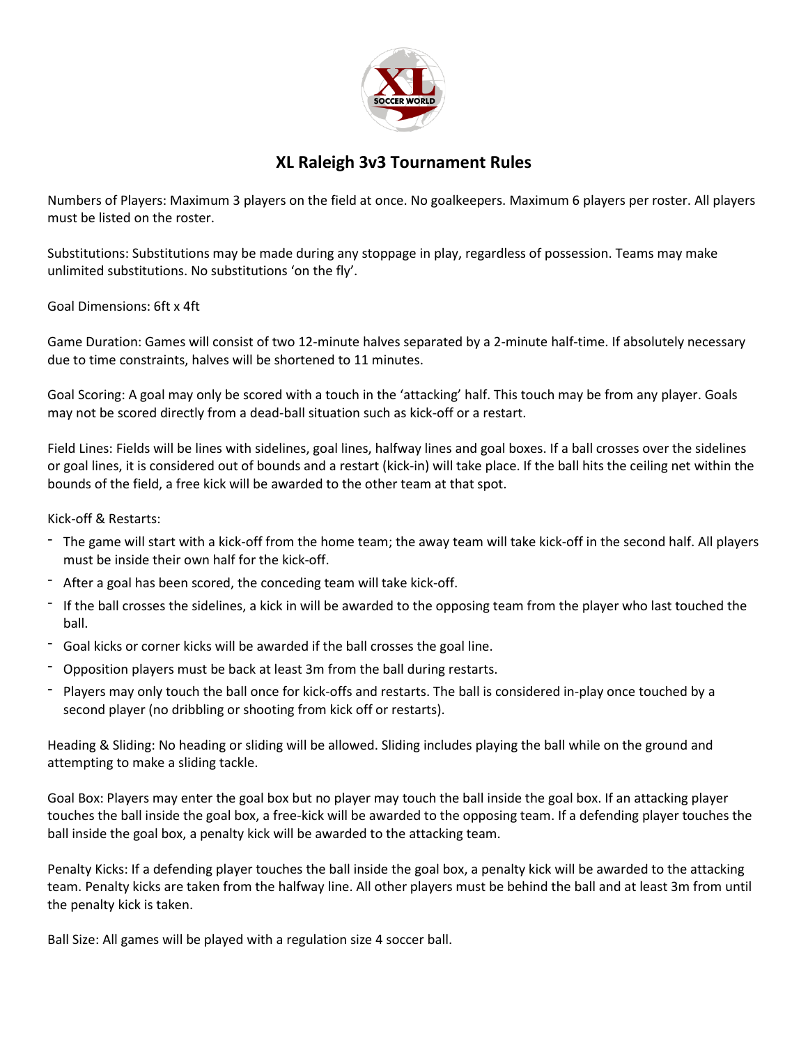# XL Raleigh 3v3 Tournament Rules

Numbers of Players: Maximum 3 players on the field at once. No goalkeepers. Maximum 6 players per roster. All players must be listed on the roster.

Substitutions: Substitutions may be made during any stoppage in play, regardless of possession. Teams may make unlimited substitutions. No substitutions 'on the fly'.

Goal Dimensions: 6ft x 4ft

Game Duration: Games will consist of two 12-minute halves separated by a 2-minute half-time. If absolutely necessary due to time constraints, halves will be shortened to 11 minutes.

Goal Scoring: A goal may only be scored with a touch in the 'attacking' half. This touch may be from any player. Goals may not be scored directly from a dead-ball situation such as kick-off or a restart.

Field Lines: Fields will be lines with sidelines, goal lines, halfway lines and goal boxes. If a ball crosses over the sidelines or goal lines, it is considered out of bounds and a restart (kick-in) will take place. If the ball hits the ceiling net within the bounds of the field, a free kick will be awarded to the other team at that spot.

Kick-off & Restarts:

- The game will start with a kick-off from the home team; the away team will take kick-off in the second half. All players must be inside their own half for the kick-off.
- After a goal has been scored, the conceding team will take kick-off.
- If the ball crosses the sidelines, a kick in will be awarded to the opposing team from the player who last touched the ball.
- Goal kicks or corner kicks will be awarded if the ball crosses the goal line.
- Opposition players must be back at least 3m from the ball during restarts.
- Players may only touch the ball once for kick-offs and restarts. The ball is considered in-play once touched by a second player (no dribbling or shooting from kick off or restarts).

Heading & Sliding: No heading or sliding will be allowed. Sliding includes playing the ball while on the ground and attempting to make a sliding tackle.

Goal Box: Players may enter the goal box but no player may touch the ball inside the goal box. If an attacking player touches the ball inside the goal box, a free-kick will be awarded to the opposing team. If a defending player touches the ball inside the goal box, a penalty kick will be awarded to the attacking team.

Penalty Kicks: If a defending player touches the ball inside the goal box, a penalty kick will be awarded to the attacking team. Penalty kicks are taken from the halfway line. All other players must be behind the ball and at least 3m from until the penalty kick is taken.

Ball Size: All games will be played with a regulation size 4 soccer ball.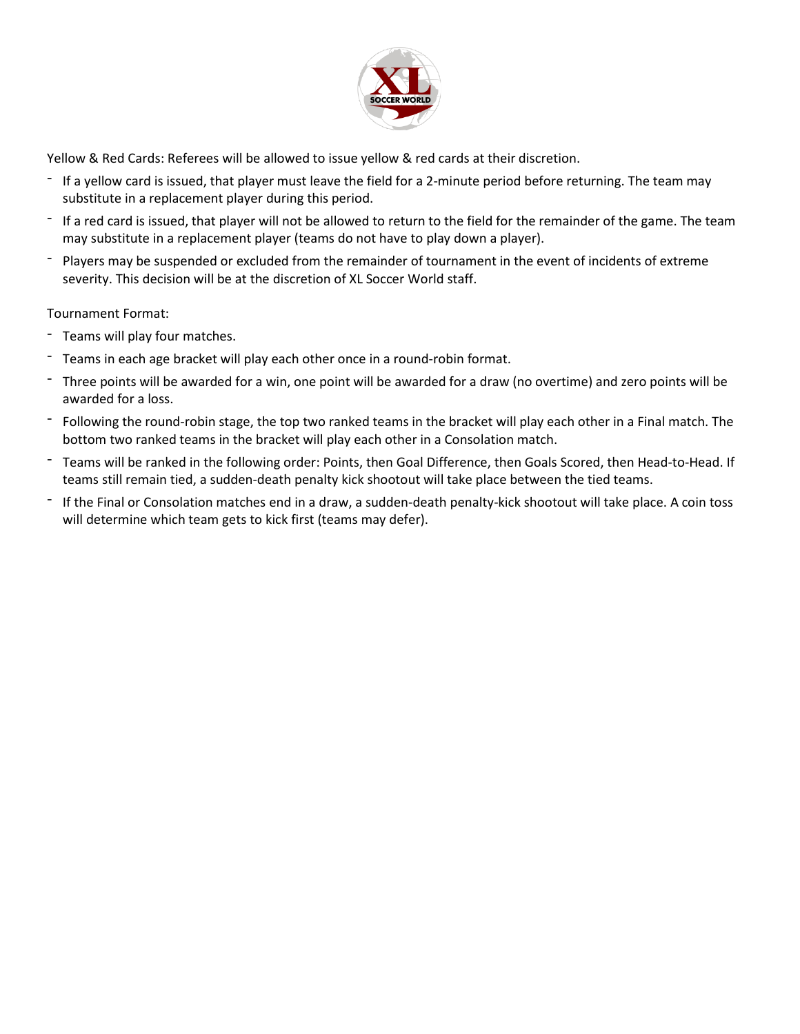Yellow & Red Cards: Referees will be allowed to issue yellow & red cards at their discretion.

- If a yellow card is issued, that player must leave the field for a 2-minute period before returning. The team may substitute in a replacement player during this period.
- If a red card is issued, that player will not be allowed to return to the field for the remainder of the game. The team may substitute in a replacement player (teams do not have to play down a player).
- Players may be suspended or excluded from the remainder of tournament in the event of incidents of extreme severity. This decision will be at the discretion of XL Soccer World staff.

Tournament Format:

- Teams will play four matches.
- Teams in each age bracket will play each other once in a round-robin format.
- Three points will be awarded for a win, one point will be awarded for a draw (no overtime) and zero points will be awarded for a loss.
- Following the round-robin stage, the top two ranked teams in the bracket will play each other in a Final match. The bottom two ranked teams in the bracket will play each other in a Consolation match.
- Teams will be ranked in the following order: Points, then Goal Difference, then Goals Scored, then Head-to-Head. If teams still remain tied, a sudden-death penalty kick shootout will take place between the tied teams.
- If the Final or Consolation matches end in a draw, a sudden-death penalty-kick shootout will take place. A coin toss will determine which team gets to kick first (teams may defer).